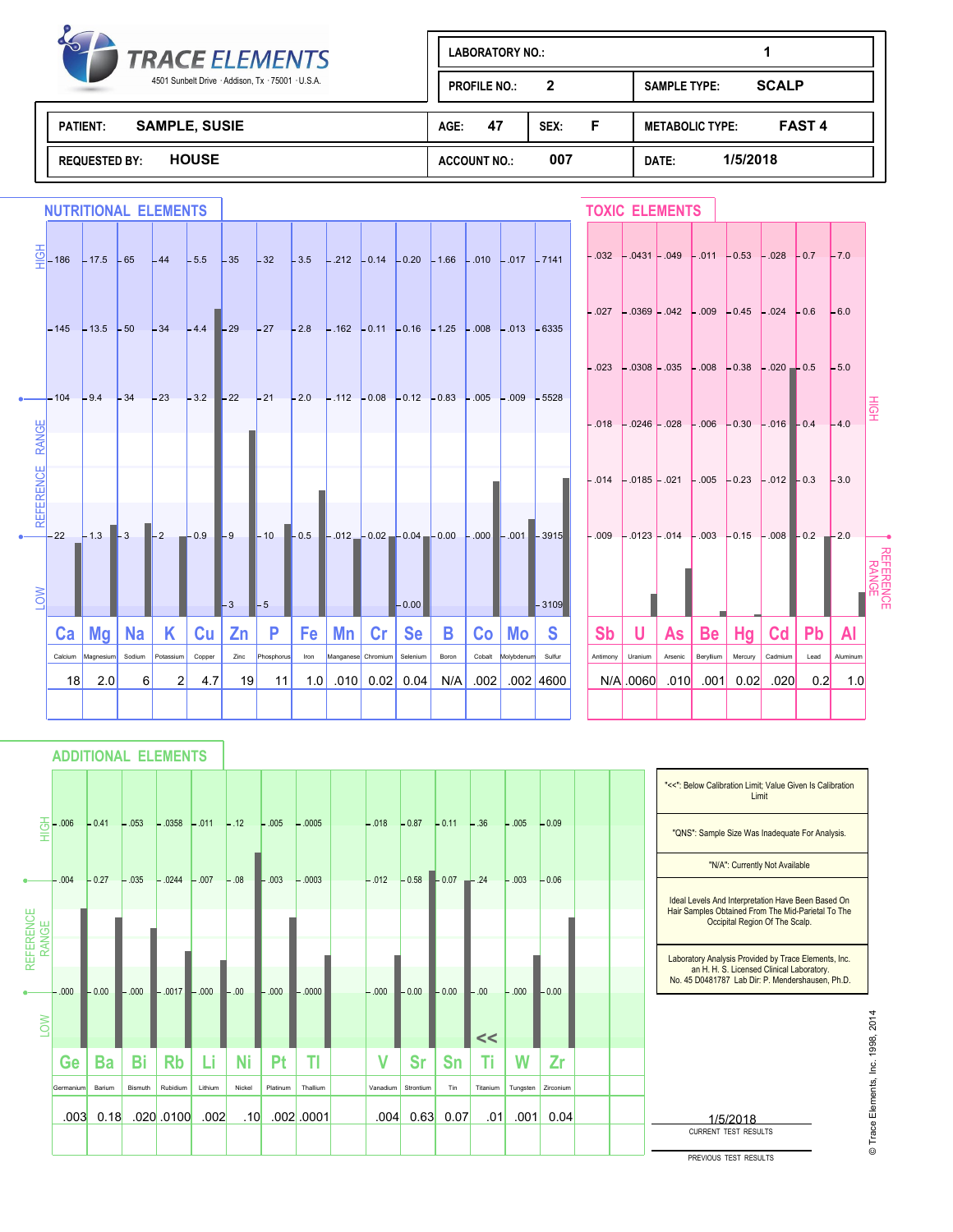# TRACE ELEMENTS

4501 Sunbelt Drive · Addison, Tx · 75001 · U.S.A.

| | | | |
|---|---|---|---|
| LABORATORY NO.: | 1 | | |
| PROFILE NO.: | 2 | SAMPLE TYPE: | SCALP |
| PATIENT: | SAMPLE, SUSIE | AGE: 47 | SEX: F |
| METABOLIC TYPE: | FAST 4 | | |
| REQUESTED BY: | HOUSE | ACCOUNT NO.: | 007 |
| DATE: | 1/5/2018 | | |

## NUTRITIONAL ELEMENTS

| | Ca | Mg | Na | K | Cu | Zn | P | Fe | Mn | Cr | Se | B | Co | Mo | S |
|---|---|---|---|---|---|---|---|---|---|---|---|---|---|---|---|
| | Calcium | Magnesium | Sodium | Potassium | Copper | Zinc | Phosphorus | Iron | Manganese | Chromium | Selenium | Boron | Cobalt | Molybdenum | Sulfur |
| HIGH | 186 | 17.5 | 65 | 44 | 5.5 | 35 | 32 | 3.5 | .212 | 0.14 | 0.20 | 1.66 | .010 | .017 | 7141 |
| | 145 | 13.5 | 50 | 34 | 4.4 | 29 | 27 | 2.8 | .162 | 0.11 | 0.16 | 1.25 | .008 | .013 | 6335 |
| REFERENCE RANGE | 104 | 9.4 | 34 | 23 | 3.2 | 22 | 21 | 2.0 | .112 | 0.08 | 0.12 | 0.83 | .005 | .009 | 5528 |
| | 22 | 1.3 | 3 | 2 | 0.9 | 9 | 10 | 0.5 | .012 | 0.02 | 0.04 | 0.00 | .000 | .001 | 3915 |
| LOW | | | | | | 3 | 5 | | | | 0.00 | | | | 3109 |
| Result | 18 | 2.0 | 6 | 2 | 4.7 | 19 | 11 | 1.0 | .010 | 0.02 | 0.04 | N/A | .002 | .002 | 4600 |

## TOXIC ELEMENTS

| | Sb | U | As | Be | Hg | Cd | Pb | Al |
|---|---|---|---|---|---|---|---|---|
| | Antimony | Uranium | Arsenic | Beryllium | Mercury | Cadmium | Lead | Aluminum |
| HIGH | .032 | .0431 | .049 | .011 | 0.53 | .028 | 0.7 | 7.0 |
| | .027 | .0369 | .042 | .009 | 0.45 | .024 | 0.6 | 6.0 |
| | .023 | .0308 | .035 | .008 | 0.38 | .020 | 0.5 | 5.0 |
| | .018 | .0246 | .028 | .006 | 0.30 | .016 | 0.4 | 4.0 |
| | .014 | .0185 | .021 | .005 | 0.23 | .012 | 0.3 | 3.0 |
| REFERENCE RANGE | .009 | .0123 | .014 | .003 | 0.15 | .008 | 0.2 | 2.0 |
| Result | N/A | .0060 | .010 | .001 | 0.02 | .020 | 0.2 | 1.0 |

## ADDITIONAL ELEMENTS

| | Ge | Ba | Bi | Rb | Li | Ni | Pt | Tl | V | Sr | Sn | Ti | W | Zr |
|---|---|---|---|---|---|---|---|---|---|---|---|---|---|---|
| | Germanium | Barium | Bismuth | Rubidium | Lithium | Nickel | Platinum | Thallium | Vanadium | Strontium | Tin | Titanium | Tungsten | Zirconium |
| HIGH | .006 | 0.41 | .053 | .0358 | .011 | .12 | .005 | .0005 | .018 | 0.87 | 0.11 | .36 | .005 | 0.09 |
| REFERENCE RANGE | .004 | 0.27 | .035 | .0244 | .007 | .08 | .003 | .0003 | .012 | 0.58 | 0.07 | .24 | .003 | 0.06 |
| | .000 | 0.00 | .000 | .0017 | .000 | .00 | .000 | .0000 | .000 | 0.00 | 0.00 | .00 | .000 | 0.00 |
| LOW | | | | | | | | | | | | << | | |
| Result | .003 | 0.18 | .020 | .0100 | .002 | .10 | .002 | .0001 | .004 | 0.63 | 0.07 | .01 | .001 | 0.04 |

"<<": Below Calibration Limit; Value Given Is Calibration Limit

"QNS": Sample Size Was Inadequate For Analysis.

"N/A": Currently Not Available

Ideal Levels And Interpretation Have Been Based On Hair Samples Obtained From The Mid-Parietal To The Occipital Region Of The Scalp.

Laboratory Analysis Provided by Trace Elements, Inc. an H. H. S. Licensed Clinical Laboratory. No. 45 D0481787 Lab Dir: P. Mendershausen, Ph.D.

1/5/2018
CURRENT TEST RESULTS

PREVIOUS TEST RESULTS

© Trace Elements, Inc. 1998, 2014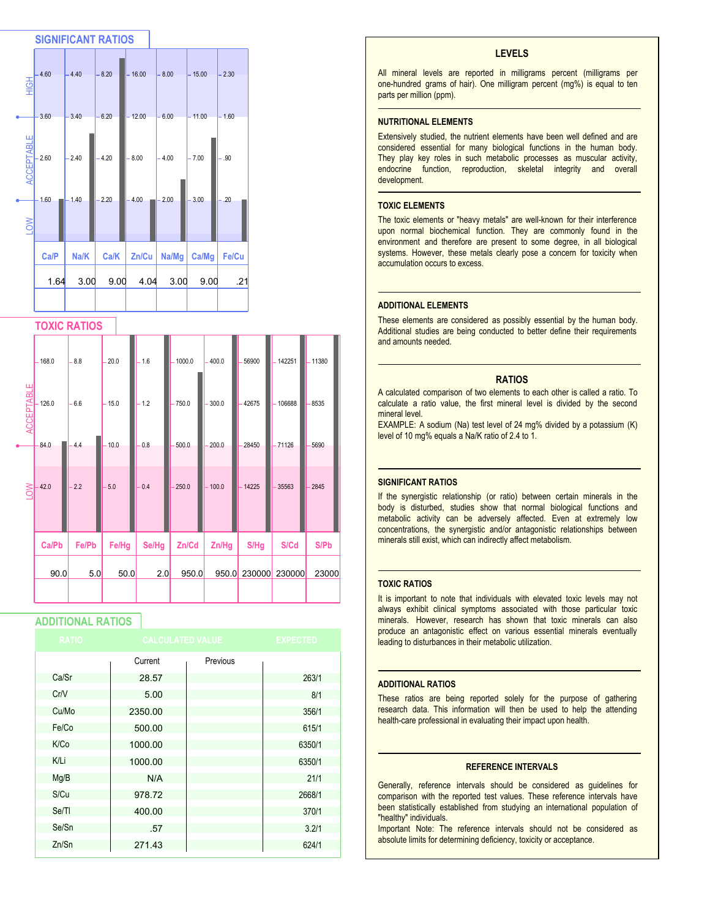## SIGNIFICANT RATIOS

| | Ca/P | Na/K | Ca/K | Zn/Cu | Na/Mg | Ca/Mg | Fe/Cu |
|---|---|---|---|---|---|---|---|
| HIGH | 4.60 | 4.40 | 8.20 | 16.00 | 8.00 | 15.00 | 2.30 |
| | 3.60 | 3.40 | 6.20 | 12.00 | 6.00 | 11.00 | 1.60 |
| ACCEPTABLE | 2.60 | 2.40 | 4.20 | 8.00 | 4.00 | 7.00 | .90 |
| | 1.60 | 1.40 | 2.20 | 4.00 | 2.00 | 3.00 | .20 |
| LOW | | | | | | | |
| Result | 1.64 | 3.00 | 9.00 | 4.04 | 3.00 | 9.00 | .21 |

## TOXIC RATIOS

| | Ca/Pb | Fe/Pb | Fe/Hg | Se/Hg | Zn/Cd | Zn/Hg | S/Hg | S/Cd | S/Pb |
|---|---|---|---|---|---|---|---|---|---|
| ACCEPTABLE | 168.0 | 8.8 | 20.0 | 1.6 | 1000.0 | 400.0 | 56900 | 142251 | 11380 |
| | 126.0 | 6.6 | 15.0 | 1.2 | 750.0 | 300.0 | 42675 | 106688 | 8535 |
| | 84.0 | 4.4 | 10.0 | 0.8 | 500.0 | 200.0 | 28450 | 71126 | 5690 |
| LOW | 42.0 | 2.2 | 5.0 | 0.4 | 250.0 | 100.0 | 14225 | 35563 | 2845 |
| Result | 90.0 | 5.0 | 50.0 | 2.0 | 950.0 | 950.0 | 230000 | 230000 | 23000 |

## ADDITIONAL RATIOS

| RATIO | CALCULATED VALUE Current | CALCULATED VALUE Previous | EXPECTED |
|---|---|---|---|
| Ca/Sr | 28.57 | | 263/1 |
| Cr/V | 5.00 | | 8/1 |
| Cu/Mo | 2350.00 | | 356/1 |
| Fe/Co | 500.00 | | 615/1 |
| K/Co | 1000.00 | | 6350/1 |
| K/Li | 1000.00 | | 6350/1 |
| Mg/B | N/A | | 21/1 |
| S/Cu | 978.72 | | 2668/1 |
| Se/Tl | 400.00 | | 370/1 |
| Se/Sn | .57 | | 3.2/1 |
| Zn/Sn | 271.43 | | 624/1 |

## LEVELS

All mineral levels are reported in milligrams percent (milligrams per one-hundred grams of hair). One milligram percent (mg%) is equal to ten parts per million (ppm).

### NUTRITIONAL ELEMENTS

Extensively studied, the nutrient elements have been well defined and are considered essential for many biological functions in the human body. They play key roles in such metabolic processes as muscular activity, endocrine function, reproduction, skeletal integrity and overall development.

### TOXIC ELEMENTS

The toxic elements or "heavy metals" are well-known for their interference upon normal biochemical function. They are commonly found in the environment and therefore are present to some degree, in all biological systems. However, these metals clearly pose a concern for toxicity when accumulation occurs to excess.

### ADDITIONAL ELEMENTS

These elements are considered as possibly essential by the human body. Additional studies are being conducted to better define their requirements and amounts needed.

## RATIOS

A calculated comparison of two elements to each other is called a ratio. To calculate a ratio value, the first mineral level is divided by the second mineral level.

EXAMPLE: A sodium (Na) test level of 24 mg% divided by a potassium (K) level of 10 mg% equals a Na/K ratio of 2.4 to 1.

### SIGNIFICANT RATIOS

If the synergistic relationship (or ratio) between certain minerals in the body is disturbed, studies show that normal biological functions and metabolic activity can be adversely affected. Even at extremely low concentrations, the synergistic and/or antagonistic relationships between minerals still exist, which can indirectly affect metabolism.

### TOXIC RATIOS

It is important to note that individuals with elevated toxic levels may not always exhibit clinical symptoms associated with those particular toxic minerals. However, research has shown that toxic minerals can also produce an antagonistic effect on various essential minerals eventually leading to disturbances in their metabolic utilization.

### ADDITIONAL RATIOS

These ratios are being reported solely for the purpose of gathering research data. This information will then be used to help the attending health-care professional in evaluating their impact upon health.

## REFERENCE INTERVALS

Generally, reference intervals should be considered as guidelines for comparison with the reported test values. These reference intervals have been statistically established from studying an international population of "healthy" individuals.

Important Note: The reference intervals should not be considered as absolute limits for determining deficiency, toxicity or acceptance.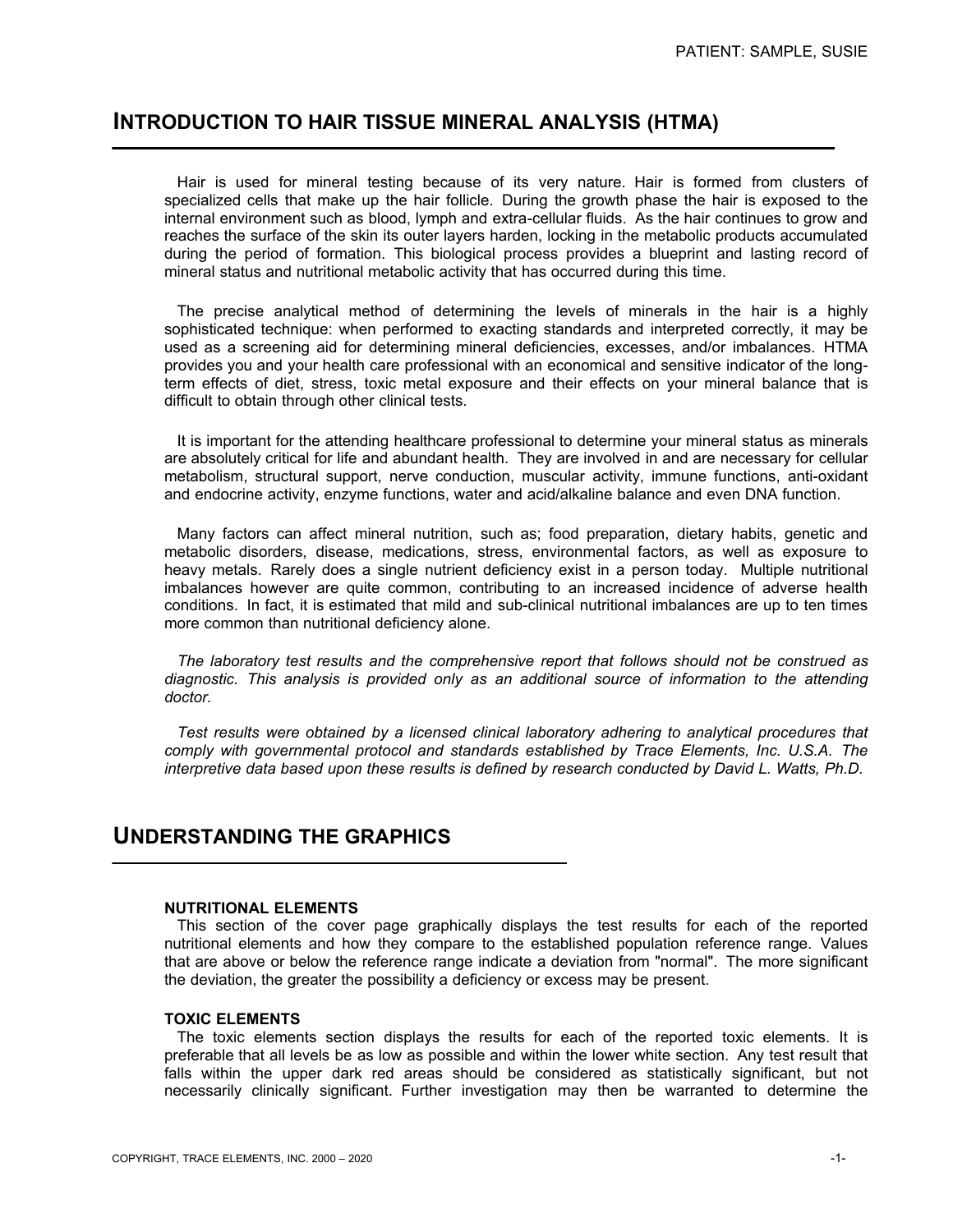## INTRODUCTION TO HAIR TISSUE MINERAL ANALYSIS (HTMA)

Hair is used for mineral testing because of its very nature. Hair is formed from clusters of specialized cells that make up the hair follicle. During the growth phase the hair is exposed to the internal environment such as blood, lymph and extra-cellular fluids. As the hair continues to grow and reaches the surface of the skin its outer layers harden, locking in the metabolic products accumulated during the period of formation. This biological process provides a blueprint and lasting record of mineral status and nutritional metabolic activity that has occurred during this time.

The precise analytical method of determining the levels of minerals in the hair is a highly sophisticated technique: when performed to exacting standards and interpreted correctly, it may be used as a screening aid for determining mineral deficiencies, excesses, and/or imbalances. HTMA provides you and your health care professional with an economical and sensitive indicator of the long-term effects of diet, stress, toxic metal exposure and their effects on your mineral balance that is difficult to obtain through other clinical tests.

It is important for the attending healthcare professional to determine your mineral status as minerals are absolutely critical for life and abundant health. They are involved in and are necessary for cellular metabolism, structural support, nerve conduction, muscular activity, immune functions, anti-oxidant and endocrine activity, enzyme functions, water and acid/alkaline balance and even DNA function.

Many factors can affect mineral nutrition, such as; food preparation, dietary habits, genetic and metabolic disorders, disease, medications, stress, environmental factors, as well as exposure to heavy metals. Rarely does a single nutrient deficiency exist in a person today. Multiple nutritional imbalances however are quite common, contributing to an increased incidence of adverse health conditions. In fact, it is estimated that mild and sub-clinical nutritional imbalances are up to ten times more common than nutritional deficiency alone.

*The laboratory test results and the comprehensive report that follows should not be construed as diagnostic. This analysis is provided only as an additional source of information to the attending doctor.*

*Test results were obtained by a licensed clinical laboratory adhering to analytical procedures that comply with governmental protocol and standards established by Trace Elements, Inc. U.S.A. The interpretive data based upon these results is defined by research conducted by David L. Watts, Ph.D.*

## UNDERSTANDING THE GRAPHICS

**NUTRITIONAL ELEMENTS**

This section of the cover page graphically displays the test results for each of the reported nutritional elements and how they compare to the established population reference range. Values that are above or below the reference range indicate a deviation from "normal". The more significant the deviation, the greater the possibility a deficiency or excess may be present.

**TOXIC ELEMENTS**

The toxic elements section displays the results for each of the reported toxic elements. It is preferable that all levels be as low as possible and within the lower white section. Any test result that falls within the upper dark red areas should be considered as statistically significant, but not necessarily clinically significant. Further investigation may then be warranted to determine the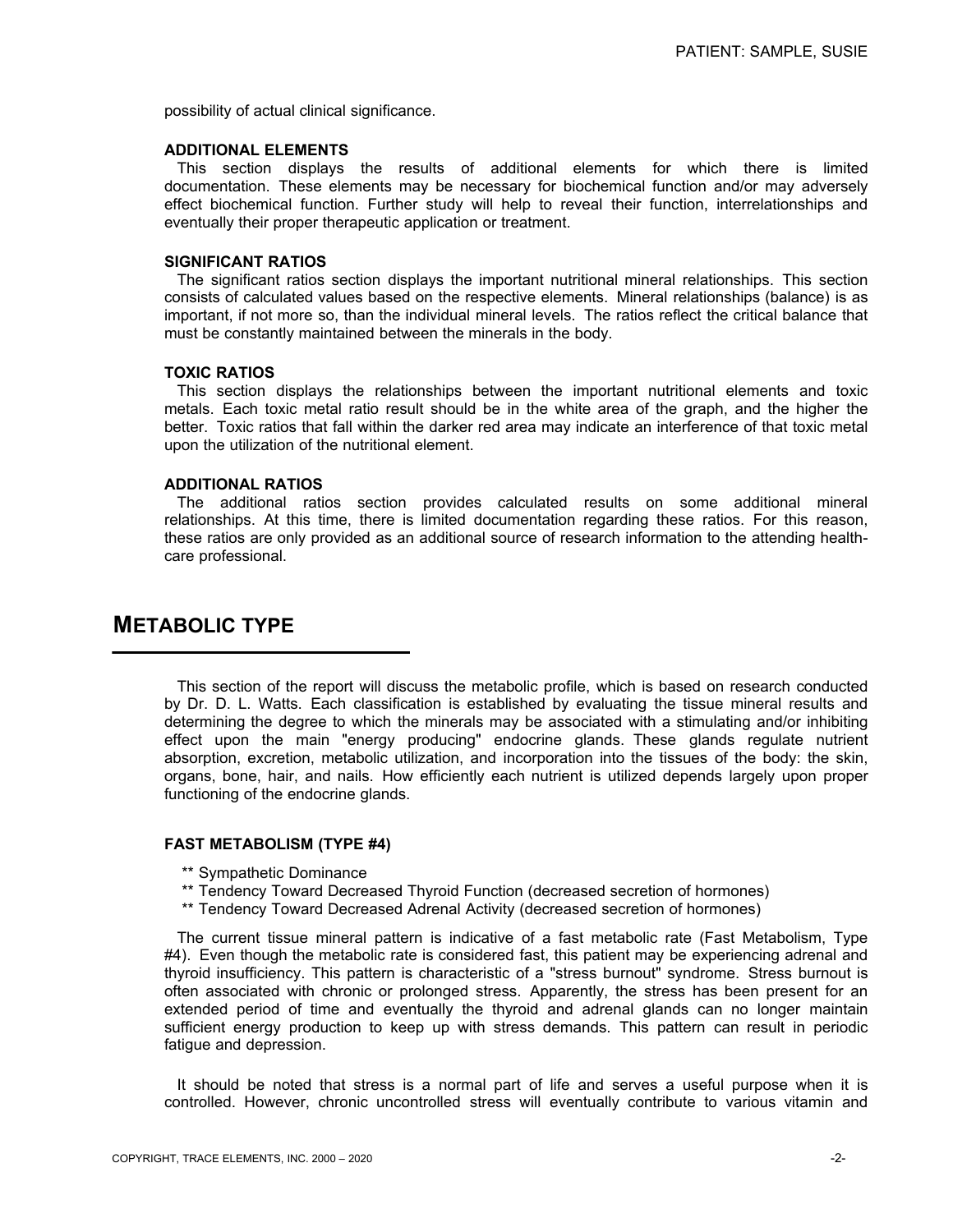possibility of actual clinical significance.

#### ADDITIONAL ELEMENTS

This section displays the results of additional elements for which there is limited documentation. These elements may be necessary for biochemical function and/or may adversely effect biochemical function. Further study will help to reveal their function, interrelationships and eventually their proper therapeutic application or treatment.

#### SIGNIFICANT RATIOS

The significant ratios section displays the important nutritional mineral relationships. This section consists of calculated values based on the respective elements. Mineral relationships (balance) is as important, if not more so, than the individual mineral levels. The ratios reflect the critical balance that must be constantly maintained between the minerals in the body.

#### TOXIC RATIOS

This section displays the relationships between the important nutritional elements and toxic metals. Each toxic metal ratio result should be in the white area of the graph, and the higher the better. Toxic ratios that fall within the darker red area may indicate an interference of that toxic metal upon the utilization of the nutritional element.

#### ADDITIONAL RATIOS

The additional ratios section provides calculated results on some additional mineral relationships. At this time, there is limited documentation regarding these ratios. For this reason, these ratios are only provided as an additional source of research information to the attending health-care professional.

## METABOLIC TYPE

This section of the report will discuss the metabolic profile, which is based on research conducted by Dr. D. L. Watts. Each classification is established by evaluating the tissue mineral results and determining the degree to which the minerals may be associated with a stimulating and/or inhibiting effect upon the main "energy producing" endocrine glands. These glands regulate nutrient absorption, excretion, metabolic utilization, and incorporation into the tissues of the body: the skin, organs, bone, hair, and nails. How efficiently each nutrient is utilized depends largely upon proper functioning of the endocrine glands.

#### FAST METABOLISM (TYPE #4)

** Sympathetic Dominance
** Tendency Toward Decreased Thyroid Function (decreased secretion of hormones)
** Tendency Toward Decreased Adrenal Activity (decreased secretion of hormones)

The current tissue mineral pattern is indicative of a fast metabolic rate (Fast Metabolism, Type #4). Even though the metabolic rate is considered fast, this patient may be experiencing adrenal and thyroid insufficiency. This pattern is characteristic of a "stress burnout" syndrome. Stress burnout is often associated with chronic or prolonged stress. Apparently, the stress has been present for an extended period of time and eventually the thyroid and adrenal glands can no longer maintain sufficient energy production to keep up with stress demands. This pattern can result in periodic fatigue and depression.

It should be noted that stress is a normal part of life and serves a useful purpose when it is controlled. However, chronic uncontrolled stress will eventually contribute to various vitamin and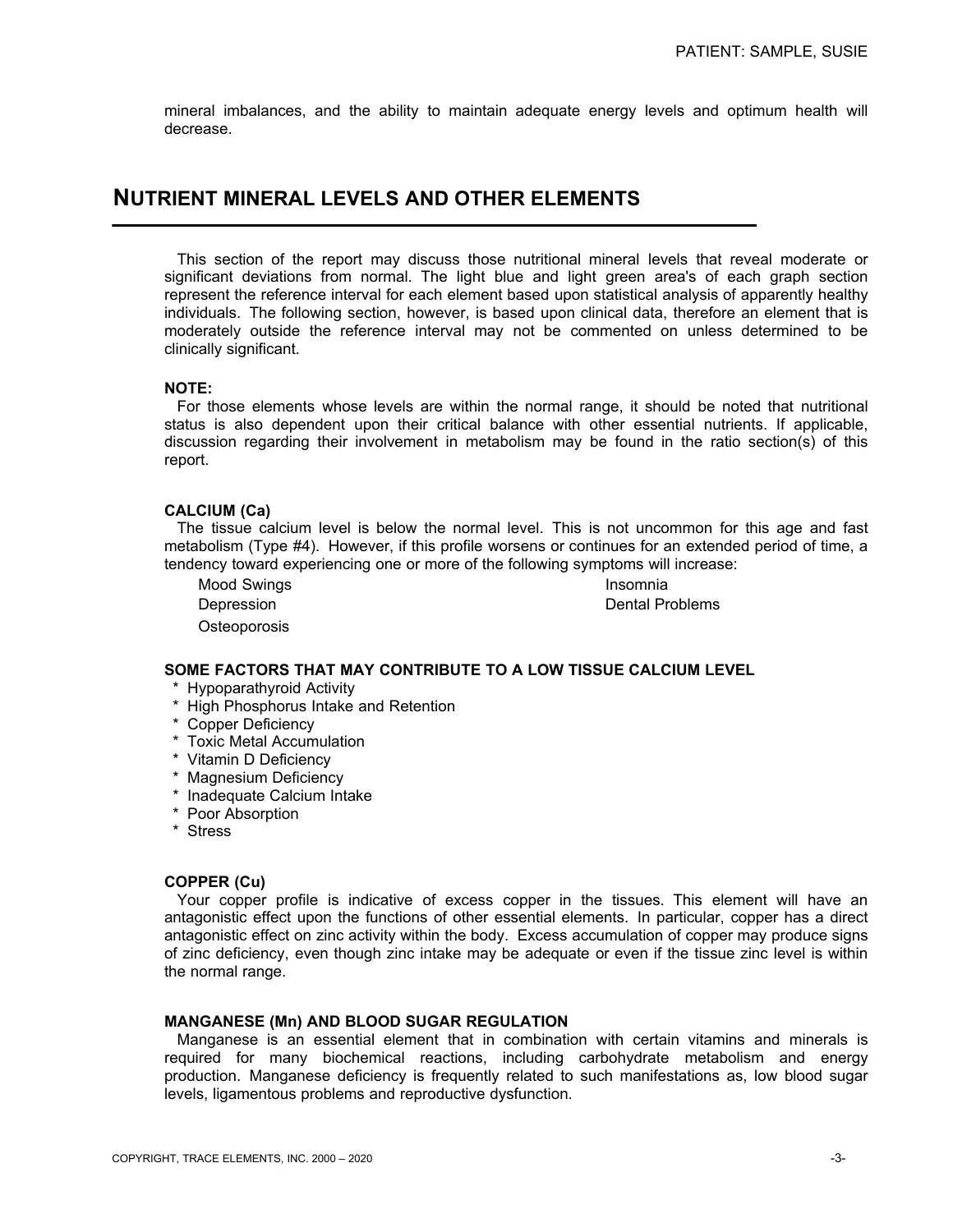mineral imbalances, and the ability to maintain adequate energy levels and optimum health will decrease.

## NUTRIENT MINERAL LEVELS AND OTHER ELEMENTS

This section of the report may discuss those nutritional mineral levels that reveal moderate or significant deviations from normal. The light blue and light green area's of each graph section represent the reference interval for each element based upon statistical analysis of apparently healthy individuals. The following section, however, is based upon clinical data, therefore an element that is moderately outside the reference interval may not be commented on unless determined to be clinically significant.

**NOTE:**
For those elements whose levels are within the normal range, it should be noted that nutritional status is also dependent upon their critical balance with other essential nutrients. If applicable, discussion regarding their involvement in metabolism may be found in the ratio section(s) of this report.

**CALCIUM (Ca)**
The tissue calcium level is below the normal level. This is not uncommon for this age and fast metabolism (Type #4). However, if this profile worsens or continues for an extended period of time, a tendency toward experiencing one or more of the following symptoms will increase:

- Mood Swings
- Insomnia
- Depression
- Dental Problems
- Osteoporosis

**SOME FACTORS THAT MAY CONTRIBUTE TO A LOW TISSUE CALCIUM LEVEL**

* Hypoparathyroid Activity
* High Phosphorus Intake and Retention
* Copper Deficiency
* Toxic Metal Accumulation
* Vitamin D Deficiency
* Magnesium Deficiency
* Inadequate Calcium Intake
* Poor Absorption
* Stress

**COPPER (Cu)**
Your copper profile is indicative of excess copper in the tissues. This element will have an antagonistic effect upon the functions of other essential elements. In particular, copper has a direct antagonistic effect on zinc activity within the body. Excess accumulation of copper may produce signs of zinc deficiency, even though zinc intake may be adequate or even if the tissue zinc level is within the normal range.

**MANGANESE (Mn) AND BLOOD SUGAR REGULATION**
Manganese is an essential element that in combination with certain vitamins and minerals is required for many biochemical reactions, including carbohydrate metabolism and energy production. Manganese deficiency is frequently related to such manifestations as, low blood sugar levels, ligamentous problems and reproductive dysfunction.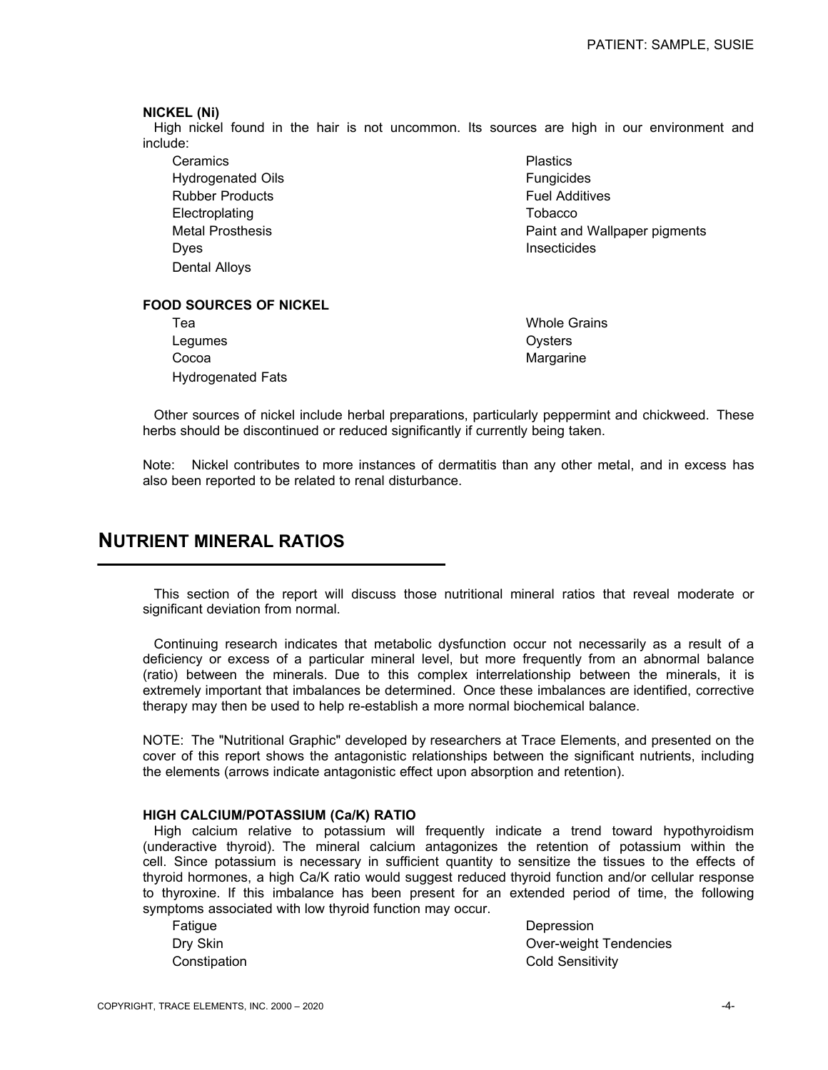#### NICKEL (Ni)

High nickel found in the hair is not uncommon. Its sources are high in our environment and include:

- Ceramics
- Hydrogenated Oils
- Rubber Products
- Electroplating
- Metal Prosthesis
- Dyes
- Dental Alloys
- Plastics
- Fungicides
- Fuel Additives
- Tobacco
- Paint and Wallpaper pigments
- Insecticides

#### FOOD SOURCES OF NICKEL

- Tea
- Legumes
- Cocoa
- Hydrogenated Fats
- Whole Grains
- Oysters
- Margarine

Other sources of nickel include herbal preparations, particularly peppermint and chickweed. These herbs should be discontinued or reduced significantly if currently being taken.

Note: Nickel contributes to more instances of dermatitis than any other metal, and in excess has also been reported to be related to renal disturbance.

## NUTRIENT MINERAL RATIOS

This section of the report will discuss those nutritional mineral ratios that reveal moderate or significant deviation from normal.

Continuing research indicates that metabolic dysfunction occur not necessarily as a result of a deficiency or excess of a particular mineral level, but more frequently from an abnormal balance (ratio) between the minerals. Due to this complex interrelationship between the minerals, it is extremely important that imbalances be determined. Once these imbalances are identified, corrective therapy may then be used to help re-establish a more normal biochemical balance.

NOTE: The "Nutritional Graphic" developed by researchers at Trace Elements, and presented on the cover of this report shows the antagonistic relationships between the significant nutrients, including the elements (arrows indicate antagonistic effect upon absorption and retention).

#### HIGH CALCIUM/POTASSIUM (Ca/K) RATIO

High calcium relative to potassium will frequently indicate a trend toward hypothyroidism (underactive thyroid). The mineral calcium antagonizes the retention of potassium within the cell. Since potassium is necessary in sufficient quantity to sensitize the tissues to the effects of thyroid hormones, a high Ca/K ratio would suggest reduced thyroid function and/or cellular response to thyroxine. If this imbalance has been present for an extended period of time, the following symptoms associated with low thyroid function may occur.

- Fatigue
- Dry Skin
- Constipation
- Depression
- Over-weight Tendencies
- Cold Sensitivity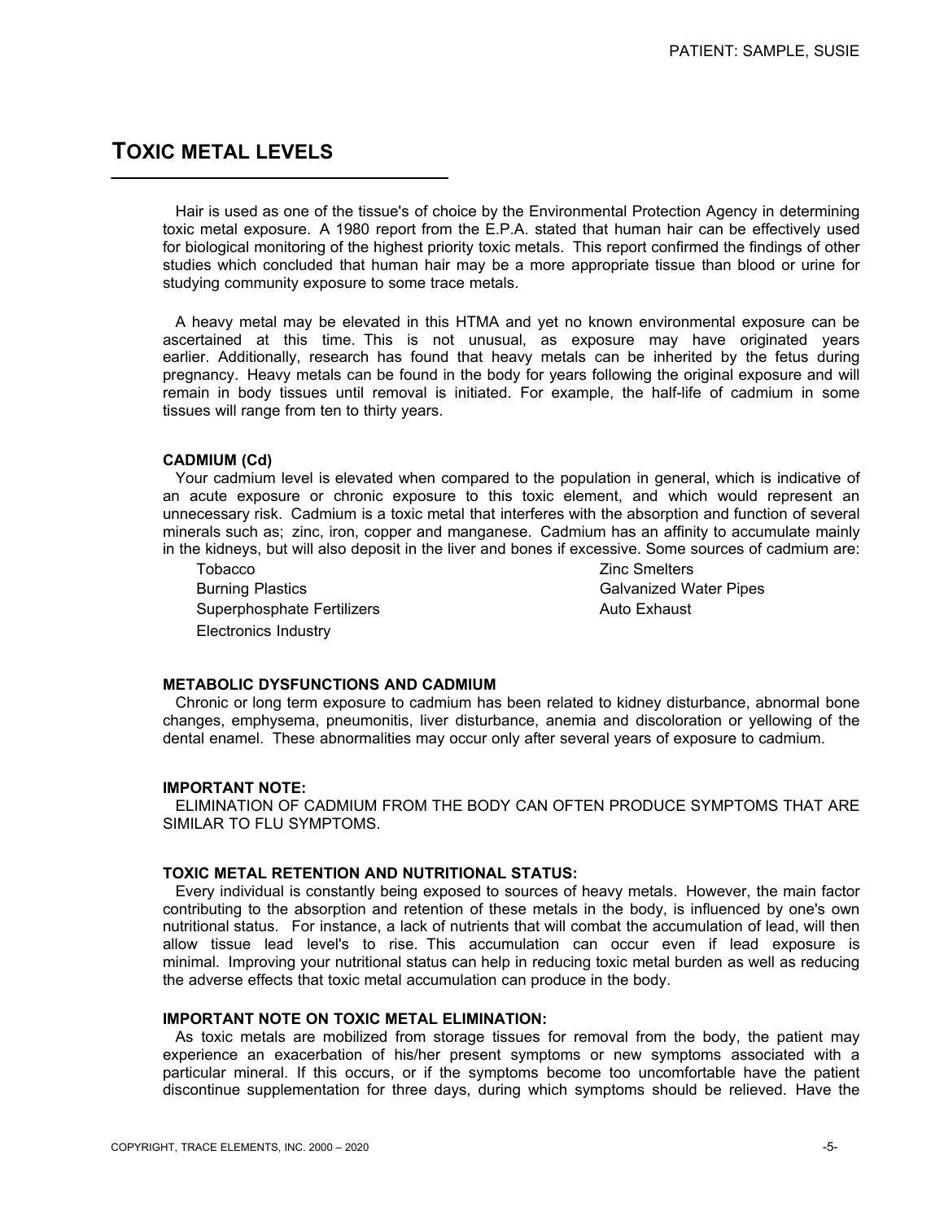## TOXIC METAL LEVELS

Hair is used as one of the tissue's of choice by the Environmental Protection Agency in determining toxic metal exposure. A 1980 report from the E.P.A. stated that human hair can be effectively used for biological monitoring of the highest priority toxic metals. This report confirmed the findings of other studies which concluded that human hair may be a more appropriate tissue than blood or urine for studying community exposure to some trace metals.

A heavy metal may be elevated in this HTMA and yet no known environmental exposure can be ascertained at this time. This is not unusual, as exposure may have originated years earlier. Additionally, research has found that heavy metals can be inherited by the fetus during pregnancy. Heavy metals can be found in the body for years following the original exposure and will remain in body tissues until removal is initiated. For example, the half-life of cadmium in some tissues will range from ten to thirty years.

**CADMIUM (Cd)**

Your cadmium level is elevated when compared to the population in general, which is indicative of an acute exposure or chronic exposure to this toxic element, and which would represent an unnecessary risk. Cadmium is a toxic metal that interferes with the absorption and function of several minerals such as; zinc, iron, copper and manganese. Cadmium has an affinity to accumulate mainly in the kidneys, but will also deposit in the liver and bones if excessive. Some sources of cadmium are:

- Tobacco
- Burning Plastics
- Superphosphate Fertilizers
- Electronics Industry
- Zinc Smelters
- Galvanized Water Pipes
- Auto Exhaust

**METABOLIC DYSFUNCTIONS AND CADMIUM**

Chronic or long term exposure to cadmium has been related to kidney disturbance, abnormal bone changes, emphysema, pneumonitis, liver disturbance, anemia and discoloration or yellowing of the dental enamel. These abnormalities may occur only after several years of exposure to cadmium.

**IMPORTANT NOTE:**

ELIMINATION OF CADMIUM FROM THE BODY CAN OFTEN PRODUCE SYMPTOMS THAT ARE SIMILAR TO FLU SYMPTOMS.

**TOXIC METAL RETENTION AND NUTRITIONAL STATUS:**

Every individual is constantly being exposed to sources of heavy metals. However, the main factor contributing to the absorption and retention of these metals in the body, is influenced by one's own nutritional status. For instance, a lack of nutrients that will combat the accumulation of lead, will then allow tissue lead level's to rise. This accumulation can occur even if lead exposure is minimal. Improving your nutritional status can help in reducing toxic metal burden as well as reducing the adverse effects that toxic metal accumulation can produce in the body.

**IMPORTANT NOTE ON TOXIC METAL ELIMINATION:**

As toxic metals are mobilized from storage tissues for removal from the body, the patient may experience an exacerbation of his/her present symptoms or new symptoms associated with a particular mineral. If this occurs, or if the symptoms become too uncomfortable have the patient discontinue supplementation for three days, during which symptoms should be relieved. Have the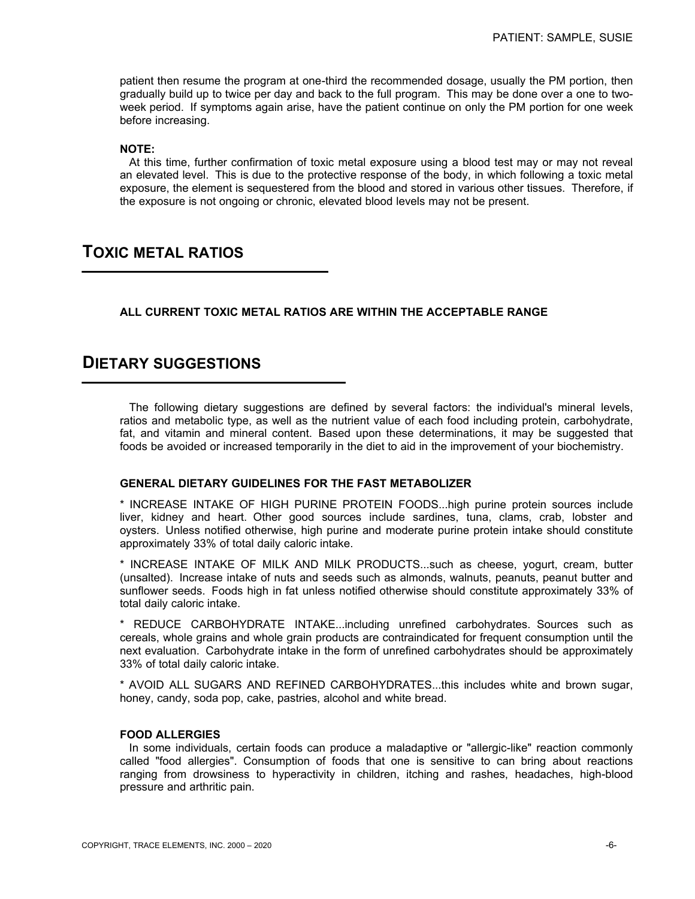patient then resume the program at one-third the recommended dosage, usually the PM portion, then gradually build up to twice per day and back to the full program. This may be done over a one to two-week period. If symptoms again arise, have the patient continue on only the PM portion for one week before increasing.

**NOTE:**

At this time, further confirmation of toxic metal exposure using a blood test may or may not reveal an elevated level. This is due to the protective response of the body, in which following a toxic metal exposure, the element is sequestered from the blood and stored in various other tissues. Therefore, if the exposure is not ongoing or chronic, elevated blood levels may not be present.

# TOXIC METAL RATIOS

**ALL CURRENT TOXIC METAL RATIOS ARE WITHIN THE ACCEPTABLE RANGE**

# DIETARY SUGGESTIONS

The following dietary suggestions are defined by several factors: the individual's mineral levels, ratios and metabolic type, as well as the nutrient value of each food including protein, carbohydrate, fat, and vitamin and mineral content. Based upon these determinations, it may be suggested that foods be avoided or increased temporarily in the diet to aid in the improvement of your biochemistry.

**GENERAL DIETARY GUIDELINES FOR THE FAST METABOLIZER**

* INCREASE INTAKE OF HIGH PURINE PROTEIN FOODS...high purine protein sources include liver, kidney and heart. Other good sources include sardines, tuna, clams, crab, lobster and oysters. Unless notified otherwise, high purine and moderate purine protein intake should constitute approximately 33% of total daily caloric intake.

* INCREASE INTAKE OF MILK AND MILK PRODUCTS...such as cheese, yogurt, cream, butter (unsalted). Increase intake of nuts and seeds such as almonds, walnuts, peanuts, peanut butter and sunflower seeds. Foods high in fat unless notified otherwise should constitute approximately 33% of total daily caloric intake.

* REDUCE CARBOHYDRATE INTAKE...including unrefined carbohydrates. Sources such as cereals, whole grains and whole grain products are contraindicated for frequent consumption until the next evaluation. Carbohydrate intake in the form of unrefined carbohydrates should be approximately 33% of total daily caloric intake.

* AVOID ALL SUGARS AND REFINED CARBOHYDRATES...this includes white and brown sugar, honey, candy, soda pop, cake, pastries, alcohol and white bread.

**FOOD ALLERGIES**

In some individuals, certain foods can produce a maladaptive or "allergic-like" reaction commonly called "food allergies". Consumption of foods that one is sensitive to can bring about reactions ranging from drowsiness to hyperactivity in children, itching and rashes, headaches, high-blood pressure and arthritic pain.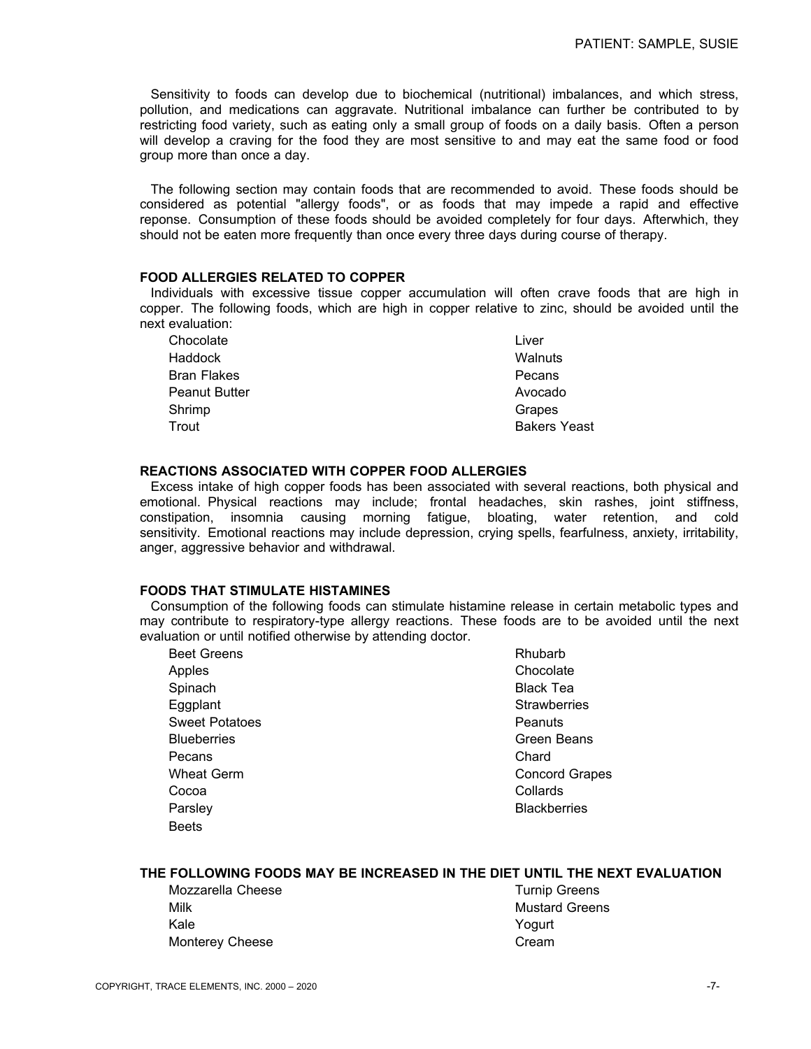Sensitivity to foods can develop due to biochemical (nutritional) imbalances, and which stress, pollution, and medications can aggravate. Nutritional imbalance can further be contributed to by restricting food variety, such as eating only a small group of foods on a daily basis. Often a person will develop a craving for the food they are most sensitive to and may eat the same food or food group more than once a day.

The following section may contain foods that are recommended to avoid. These foods should be considered as potential "allergy foods", or as foods that may impede a rapid and effective reponse. Consumption of these foods should be avoided completely for four days. Afterwhich, they should not be eaten more frequently than once every three days during course of therapy.

### FOOD ALLERGIES RELATED TO COPPER

Individuals with excessive tissue copper accumulation will often crave foods that are high in copper. The following foods, which are high in copper relative to zinc, should be avoided until the next evaluation:

- Chocolate
- Haddock
- Bran Flakes
- Peanut Butter
- Shrimp
- Trout
- Liver
- Walnuts
- Pecans
- Avocado
- Grapes
- Bakers Yeast

### REACTIONS ASSOCIATED WITH COPPER FOOD ALLERGIES

Excess intake of high copper foods has been associated with several reactions, both physical and emotional. Physical reactions may include; frontal headaches, skin rashes, joint stiffness, constipation, insomnia causing morning fatigue, bloating, water retention, and cold sensitivity. Emotional reactions may include depression, crying spells, fearfulness, anxiety, irritability, anger, aggressive behavior and withdrawal.

### FOODS THAT STIMULATE HISTAMINES

Consumption of the following foods can stimulate histamine release in certain metabolic types and may contribute to respiratory-type allergy reactions. These foods are to be avoided until the next evaluation or until notified otherwise by attending doctor.

- Beet Greens
- Apples
- Spinach
- Eggplant
- Sweet Potatoes
- Blueberries
- Pecans
- Wheat Germ
- Cocoa
- Parsley
- Beets
- Rhubarb
- Chocolate
- Black Tea
- Strawberries
- Peanuts
- Green Beans
- Chard
- Concord Grapes
- Collards
- Blackberries

### THE FOLLOWING FOODS MAY BE INCREASED IN THE DIET UNTIL THE NEXT EVALUATION

- Mozzarella Cheese
- Milk
- Kale
- Monterey Cheese
- Turnip Greens
- Mustard Greens
- Yogurt
- Cream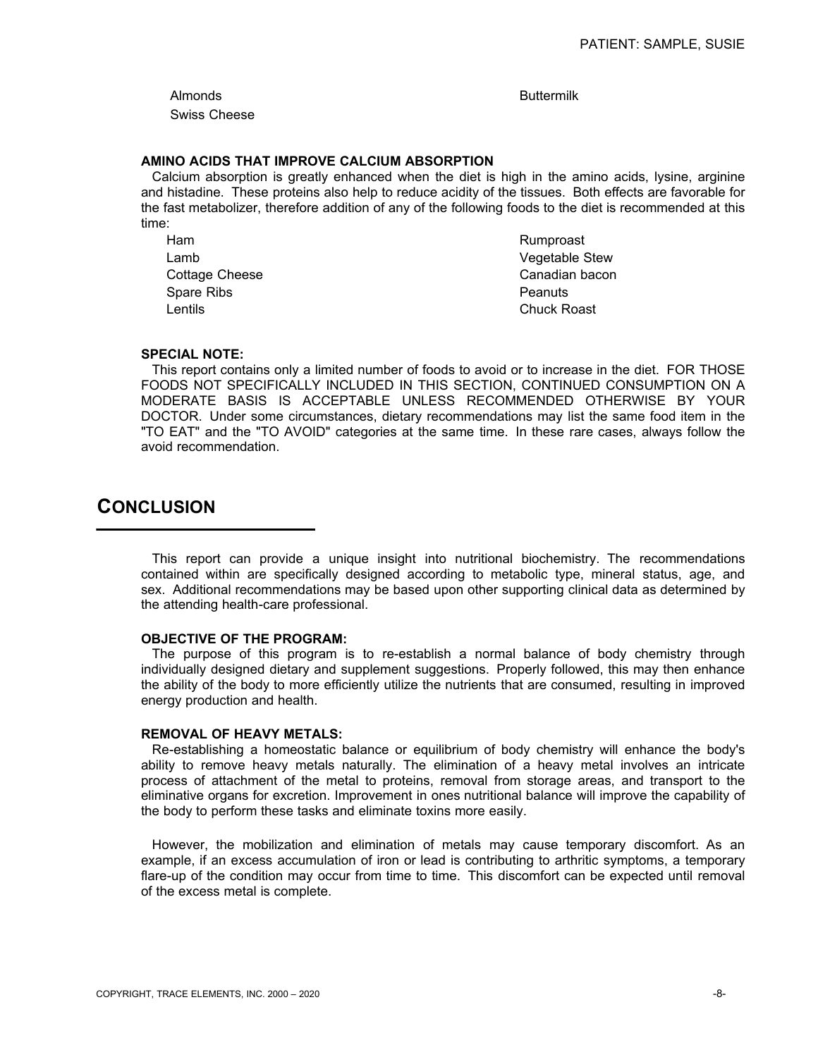- Almonds
- Buttermilk
- Swiss Cheese

**AMINO ACIDS THAT IMPROVE CALCIUM ABSORPTION**

Calcium absorption is greatly enhanced when the diet is high in the amino acids, lysine, arginine and histadine. These proteins also help to reduce acidity of the tissues. Both effects are favorable for the fast metabolizer, therefore addition of any of the following foods to the diet is recommended at this time:

- Ham
- Rumproast
- Lamb
- Vegetable Stew
- Cottage Cheese
- Canadian bacon
- Spare Ribs
- Peanuts
- Lentils
- Chuck Roast

**SPECIAL NOTE:**

This report contains only a limited number of foods to avoid or to increase in the diet. FOR THOSE FOODS NOT SPECIFICALLY INCLUDED IN THIS SECTION, CONTINUED CONSUMPTION ON A MODERATE BASIS IS ACCEPTABLE UNLESS RECOMMENDED OTHERWISE BY YOUR DOCTOR. Under some circumstances, dietary recommendations may list the same food item in the "TO EAT" and the "TO AVOID" categories at the same time. In these rare cases, always follow the avoid recommendation.

## CONCLUSION

This report can provide a unique insight into nutritional biochemistry. The recommendations contained within are specifically designed according to metabolic type, mineral status, age, and sex. Additional recommendations may be based upon other supporting clinical data as determined by the attending health-care professional.

**OBJECTIVE OF THE PROGRAM:**

The purpose of this program is to re-establish a normal balance of body chemistry through individually designed dietary and supplement suggestions. Properly followed, this may then enhance the ability of the body to more efficiently utilize the nutrients that are consumed, resulting in improved energy production and health.

**REMOVAL OF HEAVY METALS:**

Re-establishing a homeostatic balance or equilibrium of body chemistry will enhance the body's ability to remove heavy metals naturally. The elimination of a heavy metal involves an intricate process of attachment of the metal to proteins, removal from storage areas, and transport to the eliminative organs for excretion. Improvement in ones nutritional balance will improve the capability of the body to perform these tasks and eliminate toxins more easily.

However, the mobilization and elimination of metals may cause temporary discomfort. As an example, if an excess accumulation of iron or lead is contributing to arthritic symptoms, a temporary flare-up of the condition may occur from time to time. This discomfort can be expected until removal of the excess metal is complete.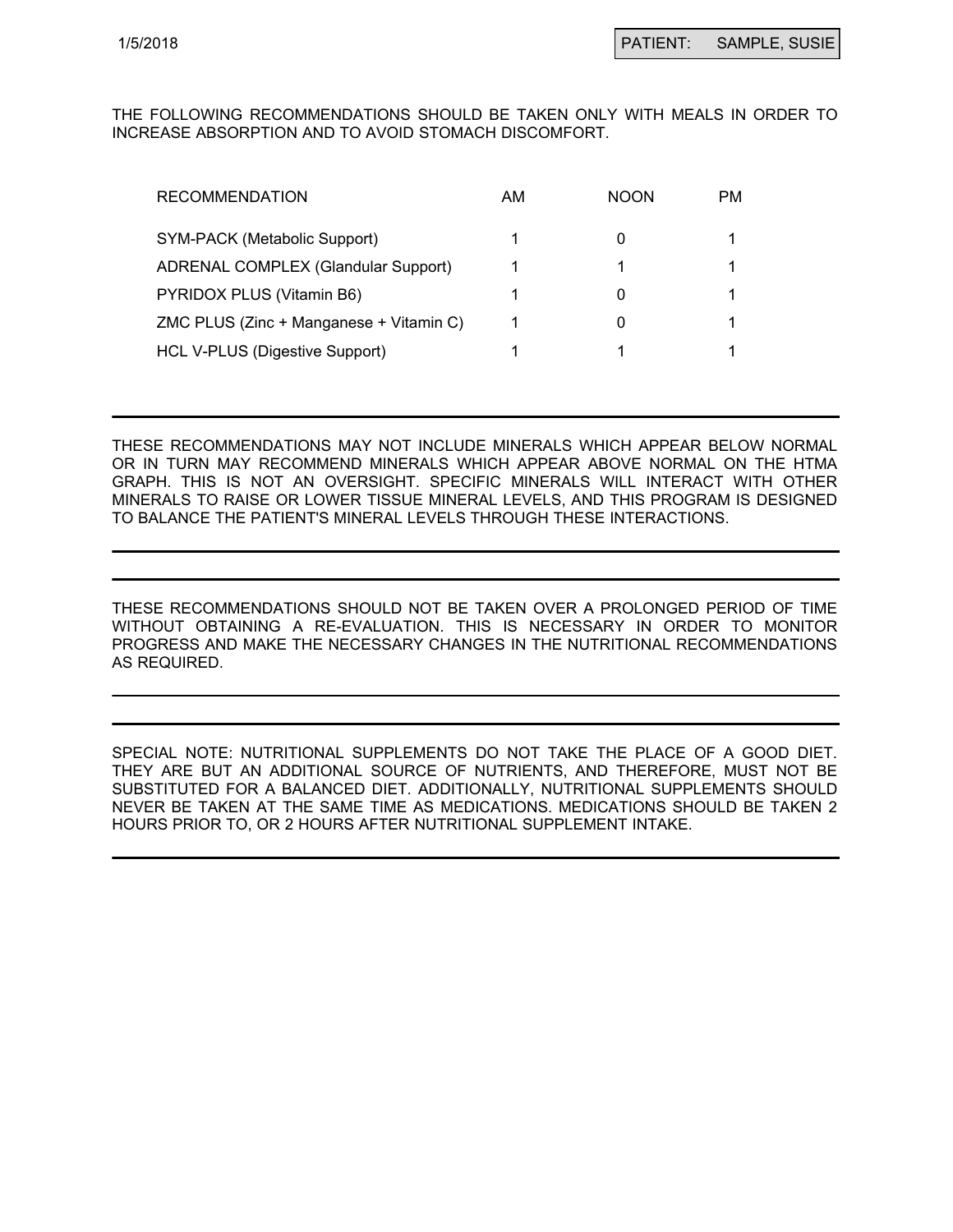THE FOLLOWING RECOMMENDATIONS SHOULD BE TAKEN ONLY WITH MEALS IN ORDER TO INCREASE ABSORPTION AND TO AVOID STOMACH DISCOMFORT.

| RECOMMENDATION | AM | NOON | PM |
|---|---|---|---|
| SYM-PACK (Metabolic Support) | 1 | 0 | 1 |
| ADRENAL COMPLEX (Glandular Support) | 1 | 1 | 1 |
| PYRIDOX PLUS (Vitamin B6) | 1 | 0 | 1 |
| ZMC PLUS (Zinc + Manganese + Vitamin C) | 1 | 0 | 1 |
| HCL V-PLUS (Digestive Support) | 1 | 1 | 1 |

---

THESE RECOMMENDATIONS MAY NOT INCLUDE MINERALS WHICH APPEAR BELOW NORMAL OR IN TURN MAY RECOMMEND MINERALS WHICH APPEAR ABOVE NORMAL ON THE HTMA GRAPH. THIS IS NOT AN OVERSIGHT. SPECIFIC MINERALS WILL INTERACT WITH OTHER MINERALS TO RAISE OR LOWER TISSUE MINERAL LEVELS, AND THIS PROGRAM IS DESIGNED TO BALANCE THE PATIENT'S MINERAL LEVELS THROUGH THESE INTERACTIONS.

---

THESE RECOMMENDATIONS SHOULD NOT BE TAKEN OVER A PROLONGED PERIOD OF TIME WITHOUT OBTAINING A RE-EVALUATION. THIS IS NECESSARY IN ORDER TO MONITOR PROGRESS AND MAKE THE NECESSARY CHANGES IN THE NUTRITIONAL RECOMMENDATIONS AS REQUIRED.

---

SPECIAL NOTE: NUTRITIONAL SUPPLEMENTS DO NOT TAKE THE PLACE OF A GOOD DIET. THEY ARE BUT AN ADDITIONAL SOURCE OF NUTRIENTS, AND THEREFORE, MUST NOT BE SUBSTITUTED FOR A BALANCED DIET. ADDITIONALLY, NUTRITIONAL SUPPLEMENTS SHOULD NEVER BE TAKEN AT THE SAME TIME AS MEDICATIONS. MEDICATIONS SHOULD BE TAKEN 2 HOURS PRIOR TO, OR 2 HOURS AFTER NUTRITIONAL SUPPLEMENT INTAKE.